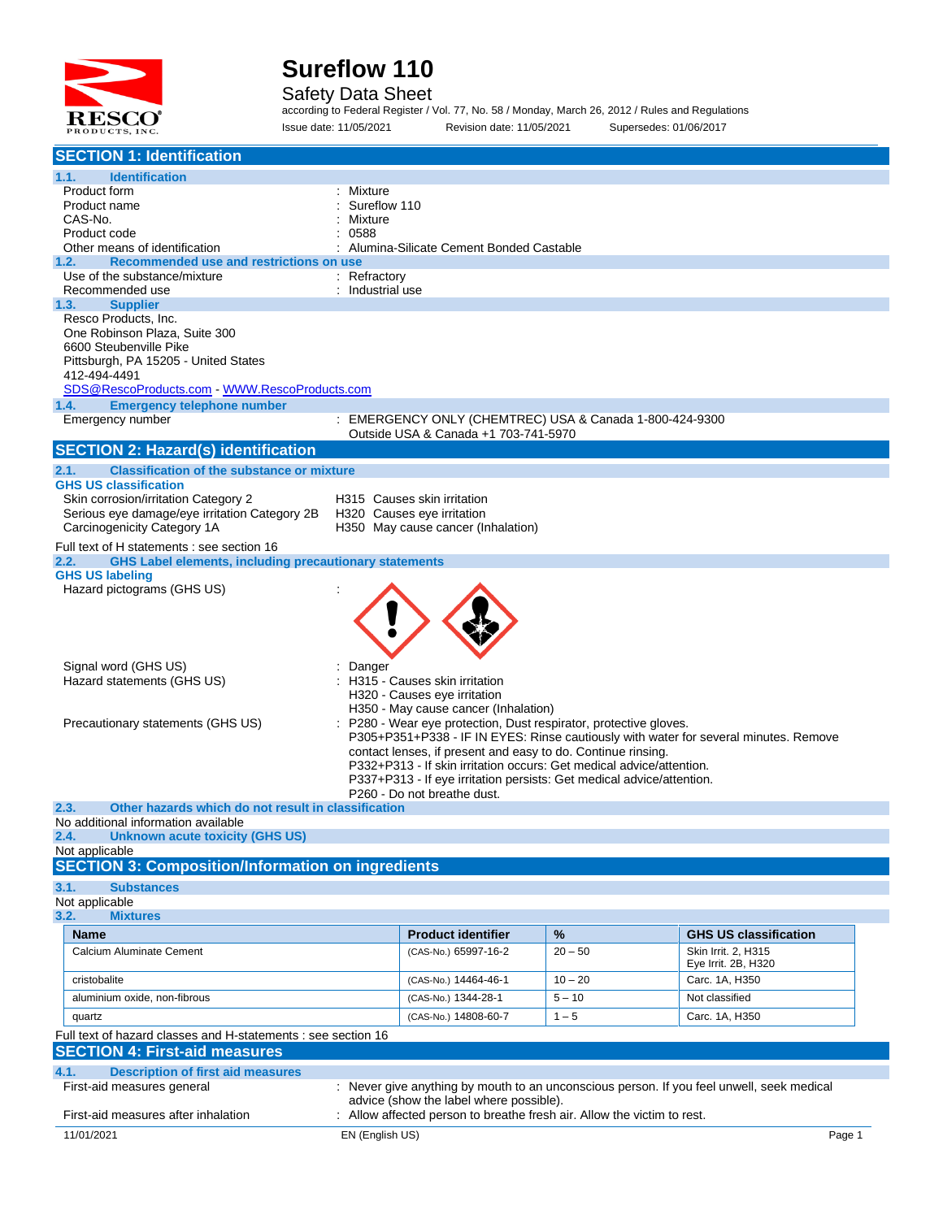# Sureflow 110

## Safety Data Sheet

according to Federal Register / Vol. 77, No. 58 / Monday, March 26, 2012 / Rules and Regulations

Issue date: 11/05/2021 Revision date: 11/05/2021 Supersedes: 01/06/2017

## SECTION 1: Identification

### 1.1. Identification

| | |
|---|---|
| Product form | : Mixture |
| Product name | : Sureflow 110 |
| CAS-No. | : Mixture |
| Product code | : 0588 |
| Other means of identification | : Alumina-Silicate Cement Bonded Castable |

### 1.2. Recommended use and restrictions on use

| | |
|---|---|
| Use of the substance/mixture | : Refractory |
| Recommended use | : Industrial use |

### 1.3. Supplier

Resco Products, Inc.
One Robinson Plaza, Suite 300
6600 Steubenville Pike
Pittsburgh, PA 15205 - United States
412-494-4491
SDS@RescoProducts.com - WWW.RescoProducts.com

### 1.4. Emergency telephone number

| | |
|---|---|
| Emergency number | : EMERGENCY ONLY (CHEMTREC) USA & Canada 1-800-424-9300<br>Outside USA & Canada +1 703-741-5970 |

## SECTION 2: Hazard(s) identification

### 2.1. Classification of the substance or mixture

**GHS US classification**

| | |
|---|---|
| Skin corrosion/irritation Category 2 | H315 Causes skin irritation |
| Serious eye damage/eye irritation Category 2B | H320 Causes eye irritation |
| Carcinogenicity Category 1A | H350 May cause cancer (Inhalation) |

Full text of H statements : see section 16

### 2.2. GHS Label elements, including precautionary statements

**GHS US labeling**

Hazard pictograms (GHS US) :

| | |
|---|---|
| Signal word (GHS US) | : Danger |
| Hazard statements (GHS US) | : H315 - Causes skin irritation<br>H320 - Causes eye irritation<br>H350 - May cause cancer (Inhalation) |
| Precautionary statements (GHS US) | : P280 - Wear eye protection, Dust respirator, protective gloves.<br>P305+P351+P338 - IF IN EYES: Rinse cautiously with water for several minutes. Remove contact lenses, if present and easy to do. Continue rinsing.<br>P332+P313 - If skin irritation occurs: Get medical advice/attention.<br>P337+P313 - If eye irritation persists: Get medical advice/attention.<br>P260 - Do not breathe dust. |

### 2.3. Other hazards which do not result in classification

No additional information available

### 2.4. Unknown acute toxicity (GHS US)

Not applicable

## SECTION 3: Composition/Information on ingredients

### 3.1. Substances

Not applicable

### 3.2. Mixtures

| Name | Product identifier | % | GHS US classification |
|---|---|---|---|
| Calcium Aluminate Cement | (CAS-No.) 65997-16-2 | 20 – 50 | Skin Irrit. 2, H315<br>Eye Irrit. 2B, H320 |
| cristobalite | (CAS-No.) 14464-46-1 | 10 – 20 | Carc. 1A, H350 |
| aluminium oxide, non-fibrous | (CAS-No.) 1344-28-1 | 5 – 10 | Not classified |
| quartz | (CAS-No.) 14808-60-7 | 1 – 5 | Carc. 1A, H350 |

Full text of hazard classes and H-statements : see section 16

## SECTION 4: First-aid measures

### 4.1. Description of first aid measures

| | |
|---|---|
| First-aid measures general | : Never give anything by mouth to an unconscious person. If you feel unwell, seek medical advice (show the label where possible). |
| First-aid measures after inhalation | : Allow affected person to breathe fresh air. Allow the victim to rest. |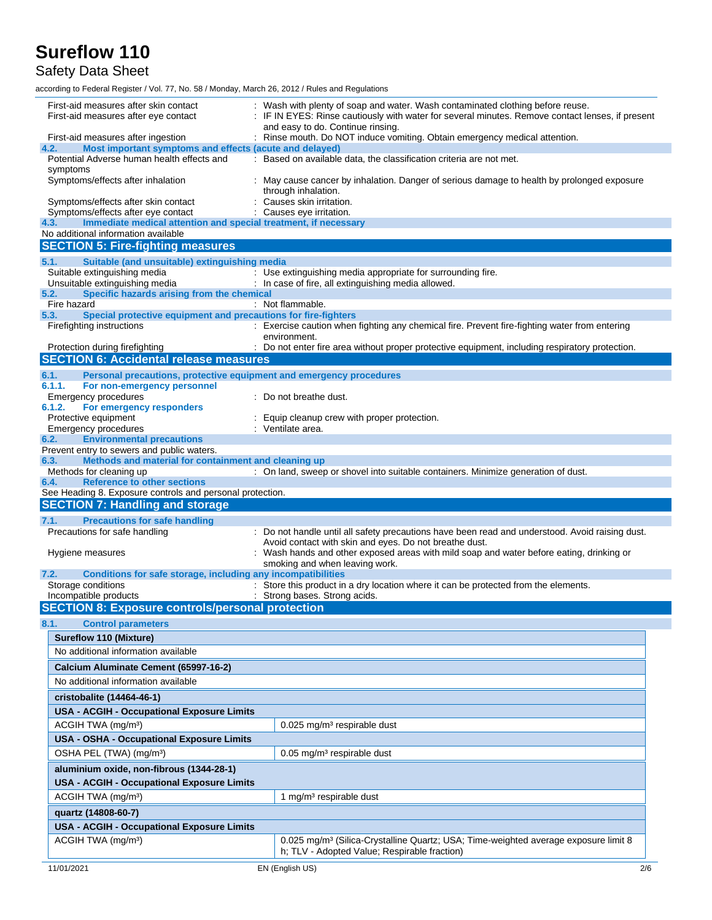First-aid measures after skin contact : Wash with plenty of soap and water. Wash contaminated clothing before reuse.

First-aid measures after eye contact : IF IN EYES: Rinse cautiously with water for several minutes. Remove contact lenses, if present and easy to do. Continue rinsing.

First-aid measures after ingestion : Rinse mouth. Do NOT induce vomiting. Obtain emergency medical attention.

### 4.2. Most important symptoms and effects (acute and delayed)

Potential Adverse human health effects and symptoms : Based on available data, the classification criteria are not met.

Symptoms/effects after inhalation : May cause cancer by inhalation. Danger of serious damage to health by prolonged exposure through inhalation.

Symptoms/effects after skin contact : Causes skin irritation.

Symptoms/effects after eye contact : Causes eye irritation.

### 4.3. Immediate medical attention and special treatment, if necessary

No additional information available

## SECTION 5: Fire-fighting measures

### 5.1. Suitable (and unsuitable) extinguishing media

Suitable extinguishing media : Use extinguishing media appropriate for surrounding fire.

Unsuitable extinguishing media : In case of fire, all extinguishing media allowed.

### 5.2. Specific hazards arising from the chemical

Fire hazard : Not flammable.

### 5.3. Special protective equipment and precautions for fire-fighters

Firefighting instructions : Exercise caution when fighting any chemical fire. Prevent fire-fighting water from entering environment.

Protection during firefighting : Do not enter fire area without proper protective equipment, including respiratory protection.

## SECTION 6: Accidental release measures

### 6.1. Personal precautions, protective equipment and emergency procedures

#### 6.1.1. For non-emergency personnel

Emergency procedures : Do not breathe dust.

#### 6.1.2. For emergency responders

Protective equipment : Equip cleanup crew with proper protection.

Emergency procedures : Ventilate area.

### 6.2. Environmental precautions

Prevent entry to sewers and public waters.

### 6.3. Methods and material for containment and cleaning up

Methods for cleaning up : On land, sweep or shovel into suitable containers. Minimize generation of dust.

### 6.4. Reference to other sections

See Heading 8. Exposure controls and personal protection.

## SECTION 7: Handling and storage

### 7.1. Precautions for safe handling

Precautions for safe handling : Do not handle until all safety precautions have been read and understood. Avoid raising dust. Avoid contact with skin and eyes. Do not breathe dust.

Hygiene measures : Wash hands and other exposed areas with mild soap and water before eating, drinking or smoking and when leaving work.

### 7.2. Conditions for safe storage, including any incompatibilities

Storage conditions : Store this product in a dry location where it can be protected from the elements.

Incompatible products : Strong bases. Strong acids.

## SECTION 8: Exposure controls/personal protection

### 8.1. Control parameters

| **Sureflow 110 (Mixture)** | |
|---|---|
| No additional information available | |
| **Calcium Aluminate Cement (65997-16-2)** | |
| No additional information available | |
| **cristobalite (14464-46-1)** | |
| **USA - ACGIH - Occupational Exposure Limits** | |
| ACGIH TWA ($mg/m^3$) | 0.025 $mg/m^3$ respirable dust |
| **USA - OSHA - Occupational Exposure Limits** | |
| OSHA PEL (TWA) ($mg/m^3$) | 0.05 $mg/m^3$ respirable dust |
| **aluminium oxide, non-fibrous (1344-28-1)** | |
| **USA - ACGIH - Occupational Exposure Limits** | |
| ACGIH TWA ($mg/m^3$) | 1 $mg/m^3$ respirable dust |
| **quartz (14808-60-7)** | |
| **USA - ACGIH - Occupational Exposure Limits** | |
| ACGIH TWA ($mg/m^3$) | 0.025 $mg/m^3$ (Silica-Crystalline Quartz; USA; Time-weighted average exposure limit 8 h; TLV - Adopted Value; Respirable fraction) |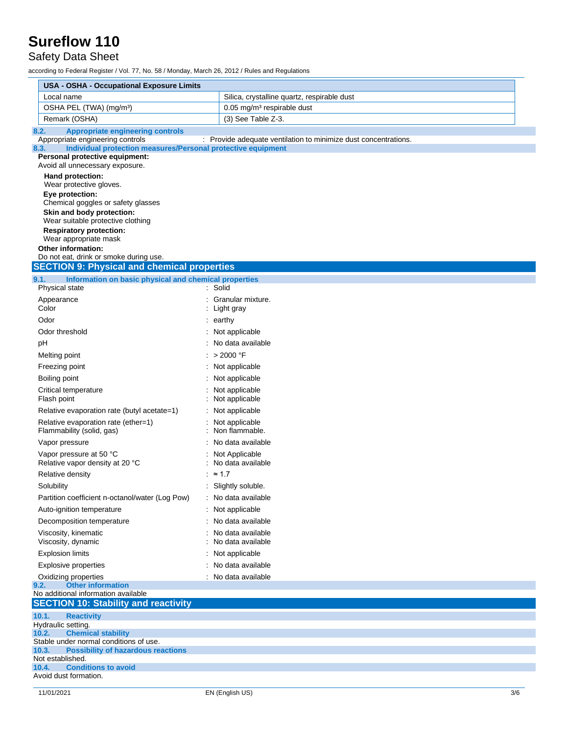| USA - OSHA - Occupational Exposure Limits | |
|---|---|
| Local name | Silica, crystalline quartz, respirable dust |
| OSHA PEL (TWA) (mg/m³) | 0.05 mg/m³ respirable dust |
| Remark (OSHA) | (3) See Table Z-3. |

### 8.2. Appropriate engineering controls

Appropriate engineering controls : Provide adequate ventilation to minimize dust concentrations.

### 8.3. Individual protection measures/Personal protective equipment

**Personal protective equipment:**
Avoid all unnecessary exposure.

**Hand protection:**
Wear protective gloves.

**Eye protection:**
Chemical goggles or safety glasses

**Skin and body protection:**
Wear suitable protective clothing

**Respiratory protection:**
Wear appropriate mask

**Other information:**
Do not eat, drink or smoke during use.

## SECTION 9: Physical and chemical properties

### 9.1. Information on basic physical and chemical properties

| Property | Value |
|---|---|
| Physical state | Solid |
| Appearance | Granular mixture. |
| Color | Light gray |
| Odor | earthy |
| Odor threshold | Not applicable |
| pH | No data available |
| Melting point | > 2000 °F |
| Freezing point | Not applicable |
| Boiling point | Not applicable |
| Critical temperature | Not applicable |
| Flash point | Not applicable |
| Relative evaporation rate (butyl acetate=1) | Not applicable |
| Relative evaporation rate (ether=1) | Not applicable |
| Flammability (solid, gas) | Non flammable. |
| Vapor pressure | No data available |
| Vapor pressure at 50 °C | Not Applicable |
| Relative vapor density at 20 °C | No data available |
| Relative density | ≈ 1.7 |
| Solubility | Slightly soluble. |
| Partition coefficient n-octanol/water (Log Pow) | No data available |
| Auto-ignition temperature | Not applicable |
| Decomposition temperature | No data available |
| Viscosity, kinematic | No data available |
| Viscosity, dynamic | No data available |
| Explosion limits | Not applicable |
| Explosive properties | No data available |
| Oxidizing properties | No data available |

### 9.2. Other information

No additional information available

## SECTION 10: Stability and reactivity

### 10.1. Reactivity

Hydraulic setting.

### 10.2. Chemical stability

Stable under normal conditions of use.

### 10.3. Possibility of hazardous reactions

Not established.

### 10.4. Conditions to avoid

Avoid dust formation.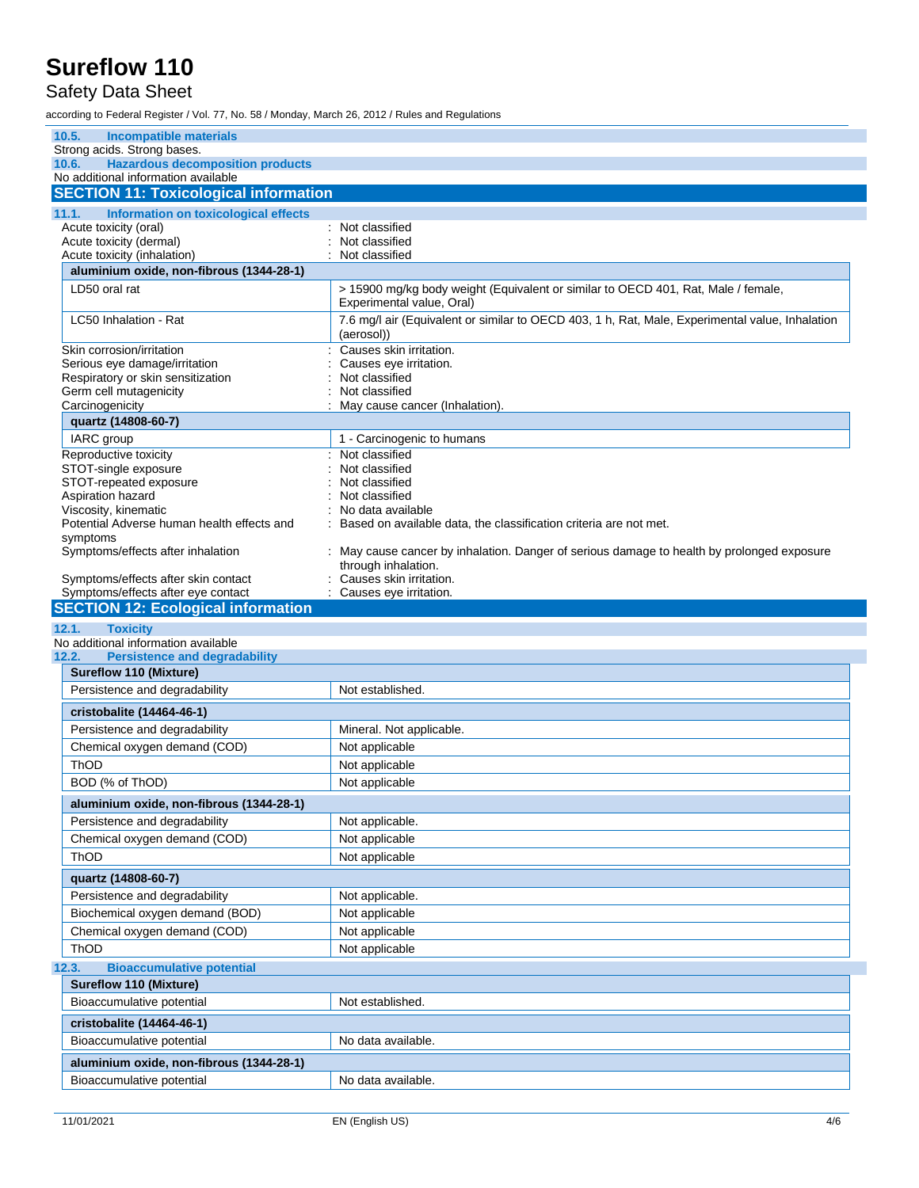#### 10.5. Incompatible materials

Strong acids. Strong bases.

#### 10.6. Hazardous decomposition products

No additional information available

## SECTION 11: Toxicological information

#### 11.1. Information on toxicological effects

Acute toxicity (oral) : Not classified

Acute toxicity (dermal) : Not classified

Acute toxicity (inhalation) : Not classified

| aluminium oxide, non-fibrous (1344-28-1) | |
|---|---|
| LD50 oral rat | > 15900 mg/kg body weight (Equivalent or similar to OECD 401, Rat, Male / female, Experimental value, Oral) |
| LC50 Inhalation - Rat | 7.6 mg/l air (Equivalent or similar to OECD 403, 1 h, Rat, Male, Experimental value, Inhalation (aerosol)) |

Skin corrosion/irritation : Causes skin irritation.

Serious eye damage/irritation : Causes eye irritation.

Respiratory or skin sensitization : Not classified

Germ cell mutagenicity : Not classified

Carcinogenicity : May cause cancer (Inhalation).

| quartz (14808-60-7) | |
|---|---|
| IARC group | 1 - Carcinogenic to humans |

Reproductive toxicity : Not classified

STOT-single exposure : Not classified

STOT-repeated exposure : Not classified

Aspiration hazard : Not classified

Viscosity, kinematic : No data available

Potential Adverse human health effects and symptoms : Based on available data, the classification criteria are not met.

Symptoms/effects after inhalation : May cause cancer by inhalation. Danger of serious damage to health by prolonged exposure through inhalation.

Symptoms/effects after skin contact : Causes skin irritation.

Symptoms/effects after eye contact : Causes eye irritation.

## SECTION 12: Ecological information

#### 12.1. Toxicity

No additional information available

#### 12.2. Persistence and degradability

| Sureflow 110 (Mixture) | |
|---|---|
| Persistence and degradability | Not established. |

| cristobalite (14464-46-1) | |
|---|---|
| Persistence and degradability | Mineral. Not applicable. |
| Chemical oxygen demand (COD) | Not applicable |
| ThOD | Not applicable |
| BOD (% of ThOD) | Not applicable |

| aluminium oxide, non-fibrous (1344-28-1) | |
|---|---|
| Persistence and degradability | Not applicable. |
| Chemical oxygen demand (COD) | Not applicable |
| ThOD | Not applicable |

| quartz (14808-60-7) | |
|---|---|
| Persistence and degradability | Not applicable. |
| Biochemical oxygen demand (BOD) | Not applicable |
| Chemical oxygen demand (COD) | Not applicable |
| ThOD | Not applicable |

#### 12.3. Bioaccumulative potential

| Sureflow 110 (Mixture) | |
|---|---|
| Bioaccumulative potential | Not established. |

| cristobalite (14464-46-1) | |
|---|---|
| Bioaccumulative potential | No data available. |

| aluminium oxide, non-fibrous (1344-28-1) | |
|---|---|
| Bioaccumulative potential | No data available. |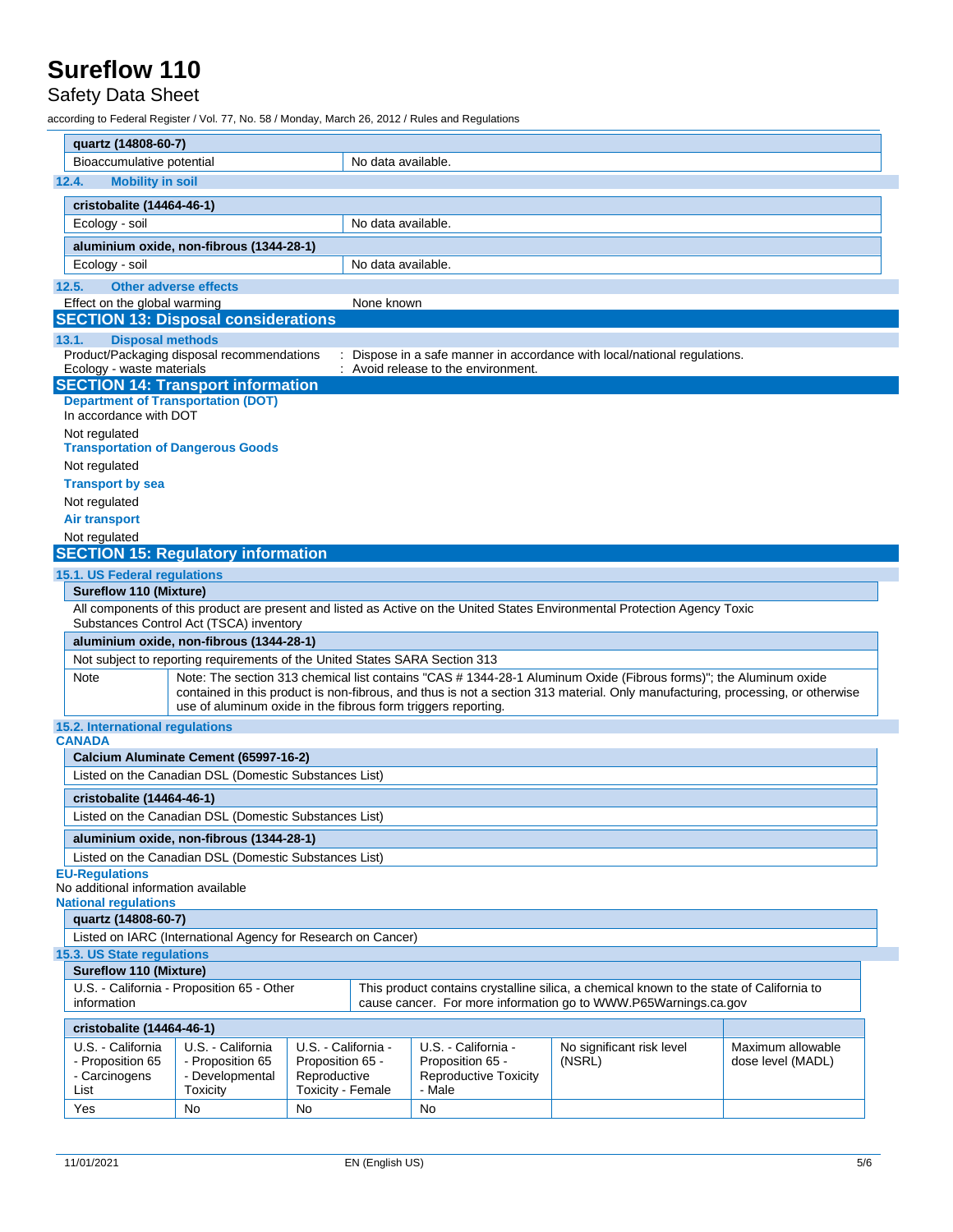| quartz (14808-60-7) | |
|---|---|
| Bioaccumulative potential | No data available. |

### 12.4. Mobility in soil

| cristobalite (14464-46-1) | |
|---|---|
| Ecology - soil | No data available. |

| aluminium oxide, non-fibrous (1344-28-1) | |
|---|---|
| Ecology - soil | No data available. |

### 12.5. Other adverse effects

Effect on the global warming : None known

## SECTION 13: Disposal considerations

### 13.1. Disposal methods

Product/Packaging disposal recommendations : Dispose in a safe manner in accordance with local/national regulations.
Ecology - waste materials : Avoid release to the environment.

## SECTION 14: Transport information

**Department of Transportation (DOT)**
In accordance with DOT

Not regulated

**Transportation of Dangerous Goods**

Not regulated

**Transport by sea**

Not regulated

**Air transport**

Not regulated

## SECTION 15: Regulatory information

### 15.1. US Federal regulations

| Sureflow 110 (Mixture) |
|---|
| All components of this product are present and listed as Active on the United States Environmental Protection Agency Toxic Substances Control Act (TSCA) inventory |

| aluminium oxide, non-fibrous (1344-28-1) | |
|---|---|
| Not subject to reporting requirements of the United States SARA Section 313 | |
| Note | Note: The section 313 chemical list contains "CAS # 1344-28-1 Aluminum Oxide (Fibrous forms)"; the Aluminum oxide contained in this product is non-fibrous, and thus is not a section 313 material. Only manufacturing, processing, or otherwise use of aluminum oxide in the fibrous form triggers reporting. |

### 15.2. International regulations

**CANADA**

| Calcium Aluminate Cement (65997-16-2) |
|---|
| Listed on the Canadian DSL (Domestic Substances List) |

| cristobalite (14464-46-1) |
|---|
| Listed on the Canadian DSL (Domestic Substances List) |

| aluminium oxide, non-fibrous (1344-28-1) |
|---|
| Listed on the Canadian DSL (Domestic Substances List) |

**EU-Regulations**
No additional information available

**National regulations**

| quartz (14808-60-7) |
|---|
| Listed on IARC (International Agency for Research on Cancer) |

### 15.3. US State regulations

| Sureflow 110 (Mixture) | |
|---|---|
| U.S. - California - Proposition 65 - Other information | This product contains crystalline silica, a chemical known to the state of California to cause cancer. For more information go to WWW.P65Warnings.ca.gov |

| cristobalite (14464-46-1) | | | | | |
|---|---|---|---|---|---|
| U.S. - California - Proposition 65 - Carcinogens List | U.S. - California - Proposition 65 - Developmental Toxicity | U.S. - California - Proposition 65 - Reproductive Toxicity - Female | U.S. - California - Proposition 65 - Reproductive Toxicity - Male | No significant risk level (NSRL) | Maximum allowable dose level (MADL) |
| Yes | No | No | No | | |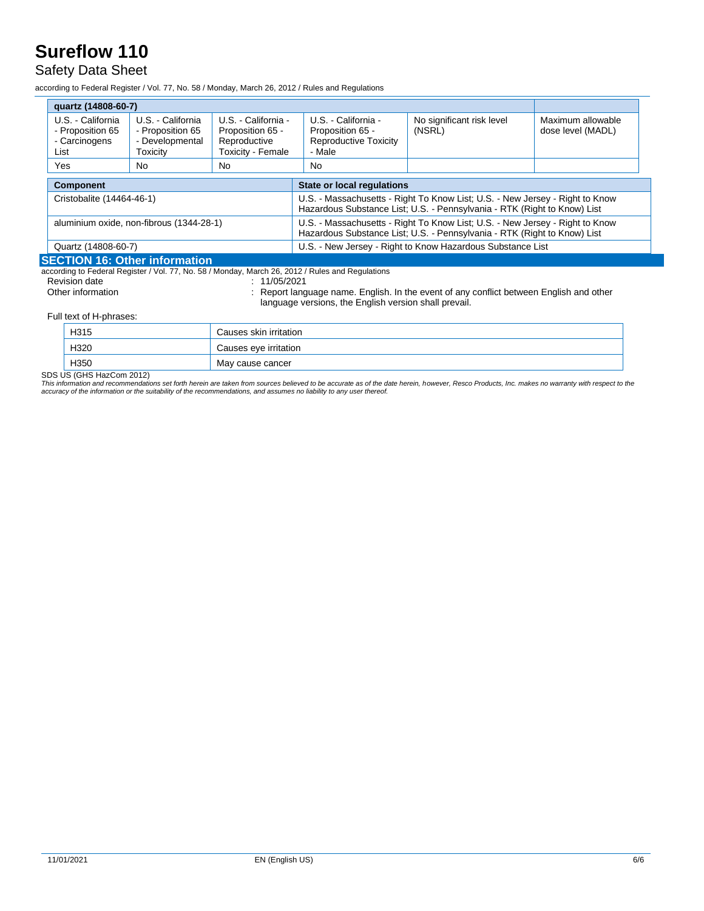| quartz (14808-60-7) | | | | | |
|---|---|---|---|---|---|
| U.S. - California - Proposition 65 - Carcinogens List | U.S. - California - Proposition 65 - Developmental Toxicity | U.S. - California - Proposition 65 - Reproductive Toxicity - Female | U.S. - California - Proposition 65 - Reproductive Toxicity - Male | No significant risk level (NSRL) | Maximum allowable dose level (MADL) |
| Yes | No | No | No | | |

| Component | State or local regulations |
|---|---|
| Cristobalite (14464-46-1) | U.S. - Massachusetts - Right To Know List; U.S. - New Jersey - Right to Know Hazardous Substance List; U.S. - Pennsylvania - RTK (Right to Know) List |
| aluminium oxide, non-fibrous (1344-28-1) | U.S. - Massachusetts - Right To Know List; U.S. - New Jersey - Right to Know Hazardous Substance List; U.S. - Pennsylvania - RTK (Right to Know) List |
| Quartz (14808-60-7) | U.S. - New Jersey - Right to Know Hazardous Substance List |

## SECTION 16: Other information

according to Federal Register / Vol. 77, No. 58 / Monday, March 26, 2012 / Rules and Regulations

Revision date : 11/05/2021

Other information : Report language name. English. In the event of any conflict between English and other language versions, the English version shall prevail.

Full text of H-phrases:

| | |
|---|---|
| H315 | Causes skin irritation |
| H320 | Causes eye irritation |
| H350 | May cause cancer |

SDS US (GHS HazCom 2012)

*This information and recommendations set forth herein are taken from sources believed to be accurate as of the date herein, however, Resco Products, Inc. makes no warranty with respect to the accuracy of the information or the suitability of the recommendations, and assumes no liability to any user thereof.*